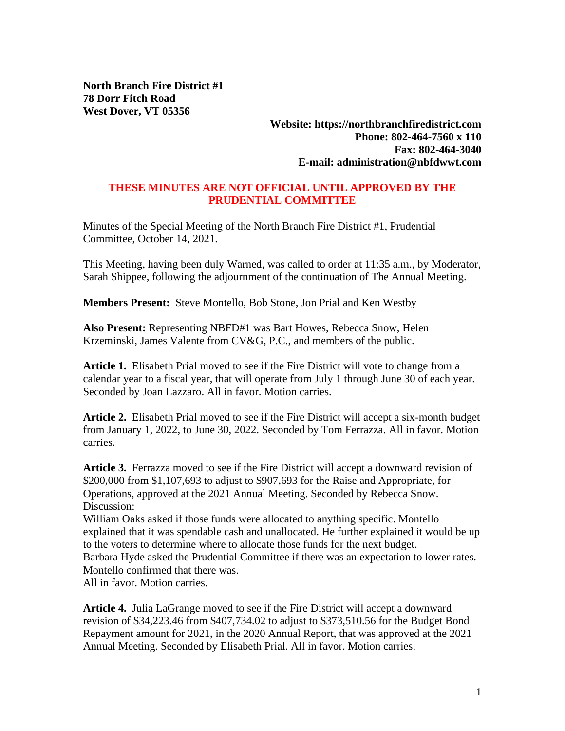**North Branch Fire District #1**
**78 Dorr Fitch Road**
**West Dover, VT 05356**

**Website: https://northbranchfiredistrict.com**
**Phone: 802-464-7560 x 110**
**Fax: 802-464-3040**
**E-mail: administration@nbfdwwt.com**

**THESE MINUTES ARE NOT OFFICIAL UNTIL APPROVED BY THE PRUDENTIAL COMMITTEE**

Minutes of the Special Meeting of the North Branch Fire District #1, Prudential Committee, October 14, 2021.

This Meeting, having been duly Warned, was called to order at 11:35 a.m., by Moderator, Sarah Shippee, following the adjournment of the continuation of The Annual Meeting.

**Members Present:** Steve Montello, Bob Stone, Jon Prial and Ken Westby

**Also Present:** Representing NBFD#1 was Bart Howes, Rebecca Snow, Helen Krzeminski, James Valente from CV&G, P.C., and members of the public.

**Article 1.** Elisabeth Prial moved to see if the Fire District will vote to change from a calendar year to a fiscal year, that will operate from July 1 through June 30 of each year. Seconded by Joan Lazzaro. All in favor. Motion carries.

**Article 2.** Elisabeth Prial moved to see if the Fire District will accept a six-month budget from January 1, 2022, to June 30, 2022. Seconded by Tom Ferrazza. All in favor. Motion carries.

**Article 3.** Ferrazza moved to see if the Fire District will accept a downward revision of $200,000 from $1,107,693 to adjust to $907,693 for the Raise and Appropriate, for Operations, approved at the 2021 Annual Meeting. Seconded by Rebecca Snow.
Discussion:
William Oaks asked if those funds were allocated to anything specific. Montello explained that it was spendable cash and unallocated. He further explained it would be up to the voters to determine where to allocate those funds for the next budget.
Barbara Hyde asked the Prudential Committee if there was an expectation to lower rates. Montello confirmed that there was.
All in favor. Motion carries.

**Article 4.** Julia LaGrange moved to see if the Fire District will accept a downward revision of $34,223.46 from $407,734.02 to adjust to $373,510.56 for the Budget Bond Repayment amount for 2021, in the 2020 Annual Report, that was approved at the 2021 Annual Meeting. Seconded by Elisabeth Prial. All in favor. Motion carries.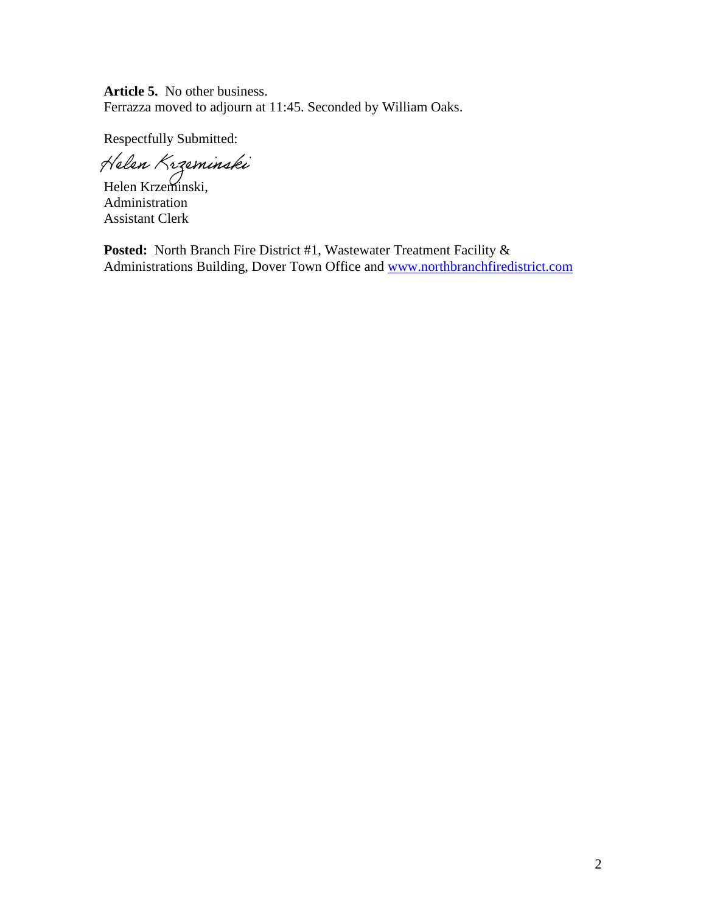**Article 5.** No other business.
Ferrazza moved to adjourn at 11:45. Seconded by William Oaks.

Respectfully Submitted:

Helen Krzeminski

Helen Krzeminski,
Administration
Assistant Clerk

**Posted:** North Branch Fire District #1, Wastewater Treatment Facility & Administrations Building, Dover Town Office and www.northbranchfiredistrict.com